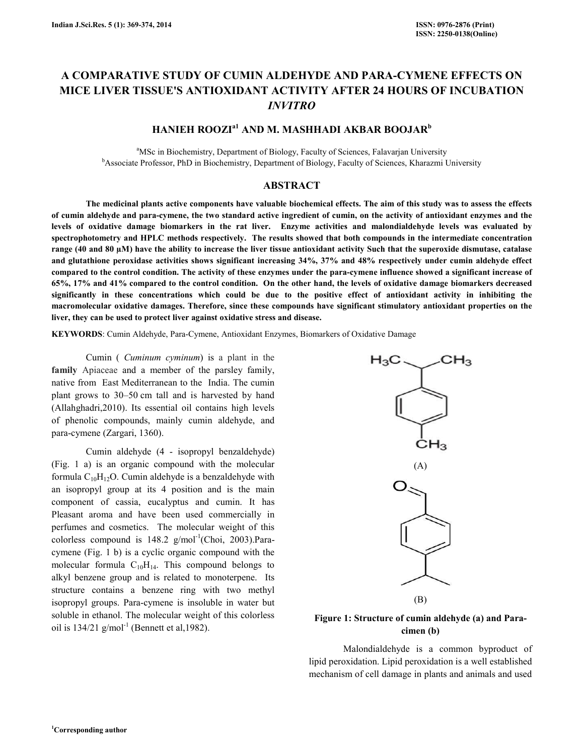# A COMPARATIVE STUDY OF CUMIN ALDEHYDE AND PARA-CYMENE EFFECTS ON MICE LIVER TISSUE'S ANTIOXIDANT ACTIVITY AFTER 24 HOURS OF INCUBATION *INVITRO*

**HANIEH ROOZI[a1] AND M. MASHHADI AKBAR BOOJAR[b]**

[a]MSc in Biochemistry, Department of Biology, Faculty of Sciences, Falavarjan University

[b]Associate Professor, PhD in Biochemistry, Department of Biology, Faculty of Sciences, Kharazmi University

## ABSTRACT

**The medicinal plants active components have valuable biochemical effects. The aim of this study was to assess the effects of cumin aldehyde and para-cymene, the two standard active ingredient of cumin, on the activity of antioxidant enzymes and the levels of oxidative damage biomarkers in the rat liver. Enzyme activities and malondialdehyde levels was evaluated by spectrophotometry and HPLC methods respectively. The results showed that both compounds in the intermediate concentration range (40 and 80 µM) have the ability to increase the liver tissue antioxidant activity Such that the superoxide dismutase, catalase and glutathione peroxidase activities shows significant increasing 34%, 37% and 48% respectively under cumin aldehyde effect compared to the control condition. The activity of these enzymes under the para-cymene influence showed a significant increase of 65%, 17% and 41% compared to the control condition. On the other hand, the levels of oxidative damage biomarkers decreased significantly in these concentrations which could be due to the positive effect of antioxidant activity in inhibiting the macromolecular oxidative damages. Therefore, since these compounds have significant stimulatory antioxidant properties on the liver, they can be used to protect liver against oxidative stress and disease.**

**KEYWORDS**: Cumin Aldehyde, Para-Cymene, Antioxidant Enzymes, Biomarkers of Oxidative Damage

Cumin ( *Cuminum cyminum*) is a plant in the **family** Apiaceae and a member of the parsley family, native from East Mediterranean to the India. The cumin plant grows to 30–50 cm tall and is harvested by hand (Allahghadri,2010). Its essential oil contains high levels of phenolic compounds, mainly cumin aldehyde, and para-cymene (Zargari, 1360).

Cumin aldehyde (4 - isopropyl benzaldehyde) (Fig. 1 a) is an organic compound with the molecular formula $C_{10}H_{12}O$. Cumin aldehyde is a benzaldehyde with an isopropyl group at its 4 position and is the main component of cassia, eucalyptus and cumin. It has Pleasant aroma and have been used commercially in perfumes and cosmetics. The molecular weight of this colorless compound is 148.2 $g/mol^{-1}$(Choi, 2003).Para-cymene (Fig. 1 b) is a cyclic organic compound with the molecular formula $C_{10}H_{14}$. This compound belongs to alkyl benzene group and is related to monoterpene. Its structure contains a benzene ring with two methyl isopropyl groups. Para-cymene is insoluble in water but soluble in ethanol. The molecular weight of this colorless oil is 134/21 $g/mol^{-1}$ (Bennett et al,1982).

(A)

(B)

**Figure 1: Structure of cumin aldehyde (a) and Para-cimen (b)**

Malondialdehyde is a common byproduct of lipid peroxidation. Lipid peroxidation is a well established mechanism of cell damage in plants and animals and used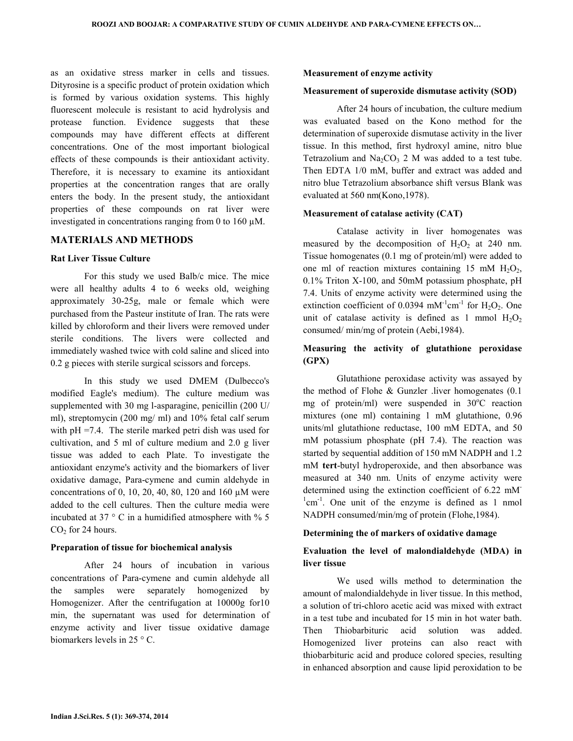as an oxidative stress marker in cells and tissues. Dityrosine is a specific product of protein oxidation which is formed by various oxidation systems. This highly fluorescent molecule is resistant to acid hydrolysis and protease function. Evidence suggests that these compounds may have different effects at different concentrations. One of the most important biological effects of these compounds is their antioxidant activity. Therefore, it is necessary to examine its antioxidant properties at the concentration ranges that are orally enters the body. In the present study, the antioxidant properties of these compounds on rat liver were investigated in concentrations ranging from 0 to 160 µM.

## MATERIALS AND METHODS

### Rat Liver Tissue Culture

For this study we used Balb/c mice. The mice were all healthy adults 4 to 6 weeks old, weighing approximately 30-25g, male or female which were purchased from the Pasteur institute of Iran. The rats were killed by chloroform and their livers were removed under sterile conditions. The livers were collected and immediately washed twice with cold saline and sliced into 0.2 g pieces with sterile surgical scissors and forceps.

In this study we used DMEM (Dulbecco's modified Eagle's medium). The culture medium was supplemented with 30 mg l-asparagine, penicillin (200 U/ ml), streptomycin (200 mg/ ml) and 10% fetal calf serum with pH =7.4. The sterile marked petri dish was used for cultivation, and 5 ml of culture medium and 2.0 g liver tissue was added to each Plate. To investigate the antioxidant enzyme's activity and the biomarkers of liver oxidative damage, Para-cymene and cumin aldehyde in concentrations of 0, 10, 20, 40, 80, 120 and 160 µM were added to the cell cultures. Then the culture media were incubated at 37 ° C in a humidified atmosphere with % 5 $CO_2$ for 24 hours.

### Preparation of tissue for biochemical analysis

After 24 hours of incubation in various concentrations of Para-cymene and cumin aldehyde all the samples were separately homogenized by Homogenizer. After the centrifugation at 10000g for10 min, the supernatant was used for determination of enzyme activity and liver tissue oxidative damage biomarkers levels in 25 ° C.

### Measurement of enzyme activity

### Measurement of superoxide dismutase activity (SOD)

After 24 hours of incubation, the culture medium was evaluated based on the Kono method for the determination of superoxide dismutase activity in the liver tissue. In this method, first hydroxyl amine, nitro blue Tetrazolium and $Na_2CO_3$ 2 M was added to a test tube. Then EDTA 1/0 mM, buffer and extract was added and nitro blue Tetrazolium absorbance shift versus Blank was evaluated at 560 nm(Kono,1978).

### Measurement of catalase activity (CAT)

Catalase activity in liver homogenates was measured by the decomposition of $H_2O_2$ at 240 nm. Tissue homogenates (0.1 mg of protein/ml) were added to one ml of reaction mixtures containing 15 mM $H_2O_2$, 0.1% Triton X-100, and 50mM potassium phosphate, pH 7.4. Units of enzyme activity were determined using the extinction coefficient of 0.0394 $mM^{-1}cm^{-1}$ for $H_2O_2$. One unit of catalase activity is defined as 1 mmol $H_2O_2$ consumed/ min/mg of protein (Aebi,1984).

### Measuring the activity of glutathione peroxidase (GPX)

Glutathione peroxidase activity was assayed by the method of Flohe & Gunzler .liver homogenates (0.1 mg of protein/ml) were suspended in 30°C reaction mixtures (one ml) containing 1 mM glutathione, 0.96 units/ml glutathione reductase, 100 mM EDTA, and 50 mM potassium phosphate (pH 7.4). The reaction was started by sequential addition of 150 mM NADPH and 1.2 mM **tert**-butyl hydroperoxide, and then absorbance was measured at 340 nm. Units of enzyme activity were determined using the extinction coefficient of 6.22 $mM^{-1}cm^{-1}$. One unit of the enzyme is defined as 1 nmol NADPH consumed/min/mg of protein (Flohe,1984).

### Determining the of markers of oxidative damage

### Evaluation the level of malondialdehyde (MDA) in liver tissue

We used wills method to determination the amount of malondialdehyde in liver tissue. In this method, a solution of tri-chloro acetic acid was mixed with extract in a test tube and incubated for 15 min in hot water bath. Then Thiobarbituric acid solution was added. Homogenized liver proteins can also react with thiobarbituric acid and produce colored species, resulting in enhanced absorption and cause lipid peroxidation to be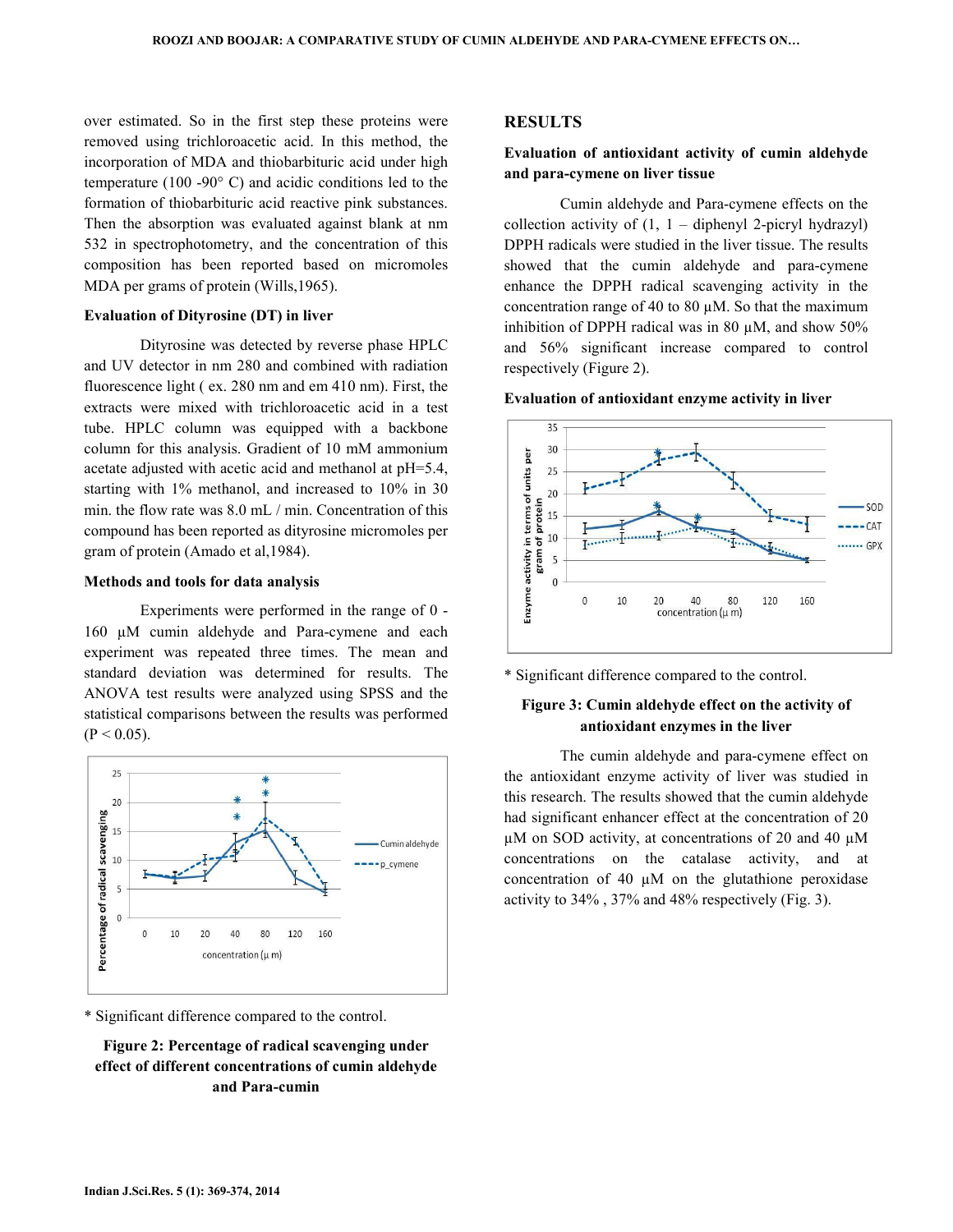over estimated. So in the first step these proteins were removed using trichloroacetic acid. In this method, the incorporation of MDA and thiobarbituric acid under high temperature (100 -90° C) and acidic conditions led to the formation of thiobarbituric acid reactive pink substances. Then the absorption was evaluated against blank at nm 532 in spectrophotometry, and the concentration of this composition has been reported based on micromoles MDA per grams of protein (Wills,1965).

**Evaluation of Dityrosine (DT) in liver**

Dityrosine was detected by reverse phase HPLC and UV detector in nm 280 and combined with radiation fluorescence light ( ex. 280 nm and em 410 nm). First, the extracts were mixed with trichloroacetic acid in a test tube. HPLC column was equipped with a backbone column for this analysis. Gradient of 10 mM ammonium acetate adjusted with acetic acid and methanol at pH=5.4, starting with 1% methanol, and increased to 10% in 30 min. the flow rate was 8.0 mL / min. Concentration of this compound has been reported as dityrosine micromoles per gram of protein (Amado et al,1984).

**Methods and tools for data analysis**

Experiments were performed in the range of 0 - 160 µM cumin aldehyde and Para-cymene and each experiment was repeated three times. The mean and standard deviation was determined for results. The ANOVA test results were analyzed using SPSS and the statistical comparisons between the results was performed ($P < 0.05$).

\* Significant difference compared to the control.

**Figure 2: Percentage of radical scavenging under effect of different concentrations of cumin aldehyde and Para-cumin**

## RESULTS

**Evaluation of antioxidant activity of cumin aldehyde and para-cymene on liver tissue**

Cumin aldehyde and Para-cymene effects on the collection activity of (1, 1 – diphenyl 2-picryl hydrazyl) DPPH radicals were studied in the liver tissue. The results showed that the cumin aldehyde and para-cymene enhance the DPPH radical scavenging activity in the concentration range of 40 to 80 µM. So that the maximum inhibition of DPPH radical was in 80 µM, and show 50% and 56% significant increase compared to control respectively (Figure 2).

**Evaluation of antioxidant enzyme activity in liver**

\* Significant difference compared to the control.

**Figure 3: Cumin aldehyde effect on the activity of antioxidant enzymes in the liver**

The cumin aldehyde and para-cymene effect on the antioxidant enzyme activity of liver was studied in this research. The results showed that the cumin aldehyde had significant enhancer effect at the concentration of 20 µM on SOD activity, at concentrations of 20 and 40 µM concentrations on the catalase activity, and at concentration of 40 µM on the glutathione peroxidase activity to 34% , 37% and 48% respectively (Fig. 3).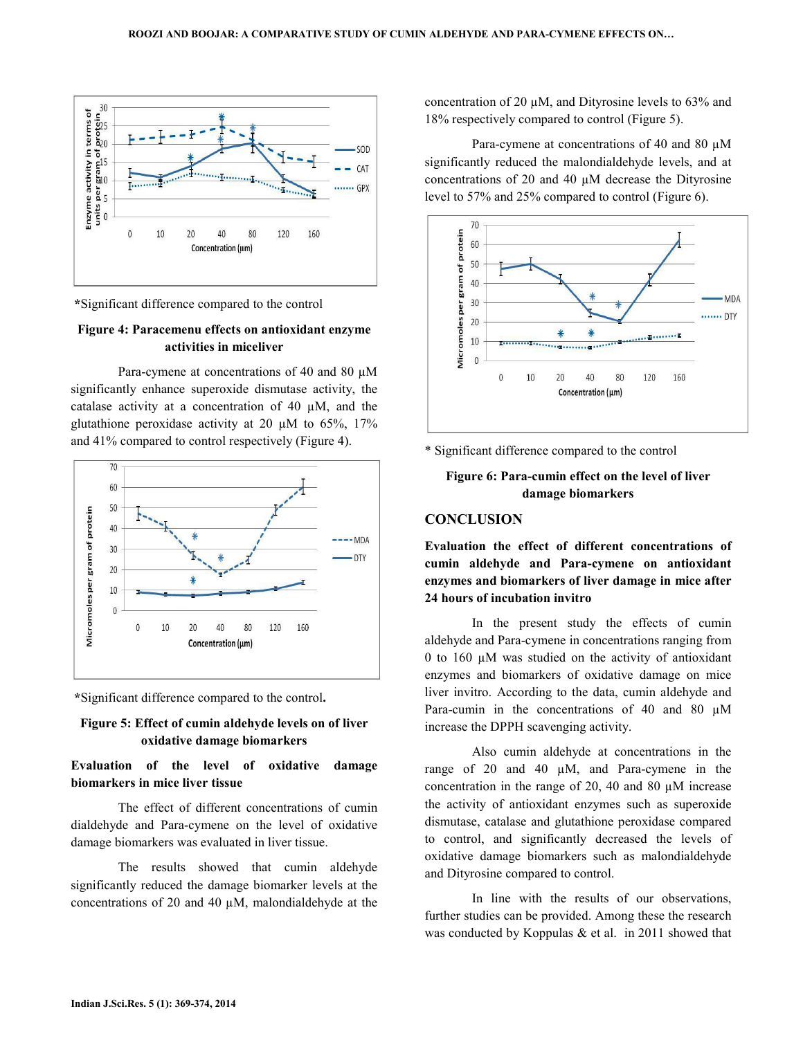*Significant difference compared to the control

**Figure 4: Paracemenu effects on antioxidant enzyme activities in miceliver**

Para-cymene at concentrations of 40 and 80 µM significantly enhance superoxide dismutase activity, the catalase activity at a concentration of 40 µM, and the glutathione peroxidase activity at 20 µM to 65%, 17% and 41% compared to control respectively (Figure 4).

*Significant difference compared to the control.

**Figure 5: Effect of cumin aldehyde levels on of liver oxidative damage biomarkers**

**Evaluation of the level of oxidative damage biomarkers in mice liver tissue**

The effect of different concentrations of cumin dialdehyde and Para-cymene on the level of oxidative damage biomarkers was evaluated in liver tissue.

The results showed that cumin aldehyde significantly reduced the damage biomarker levels at the concentrations of 20 and 40 µM, malondialdehyde at the concentration of 20 µM, and Dityrosine levels to 63% and 18% respectively compared to control (Figure 5).

Para-cymene at concentrations of 40 and 80 µM significantly reduced the malondialdehyde levels, and at concentrations of 20 and 40 µM decrease the Dityrosine level to 57% and 25% compared to control (Figure 6).

* Significant difference compared to the control

**Figure 6: Para-cumin effect on the level of liver damage biomarkers**

## CONCLUSION

**Evaluation the effect of different concentrations of cumin aldehyde and Para-cymene on antioxidant enzymes and biomarkers of liver damage in mice after 24 hours of incubation invitro**

In the present study the effects of cumin aldehyde and Para-cymene in concentrations ranging from 0 to 160 µM was studied on the activity of antioxidant enzymes and biomarkers of oxidative damage on mice liver invitro. According to the data, cumin aldehyde and Para-cumin in the concentrations of 40 and 80 µM increase the DPPH scavenging activity.

Also cumin aldehyde at concentrations in the range of 20 and 40 µM, and Para-cymene in the concentration in the range of 20, 40 and 80 µM increase the activity of antioxidant enzymes such as superoxide dismutase, catalase and glutathione peroxidase compared to control, and significantly decreased the levels of oxidative damage biomarkers such as malondialdehyde and Dityrosine compared to control.

In line with the results of our observations, further studies can be provided. Among these the research was conducted by Koppulas & et al. in 2011 showed that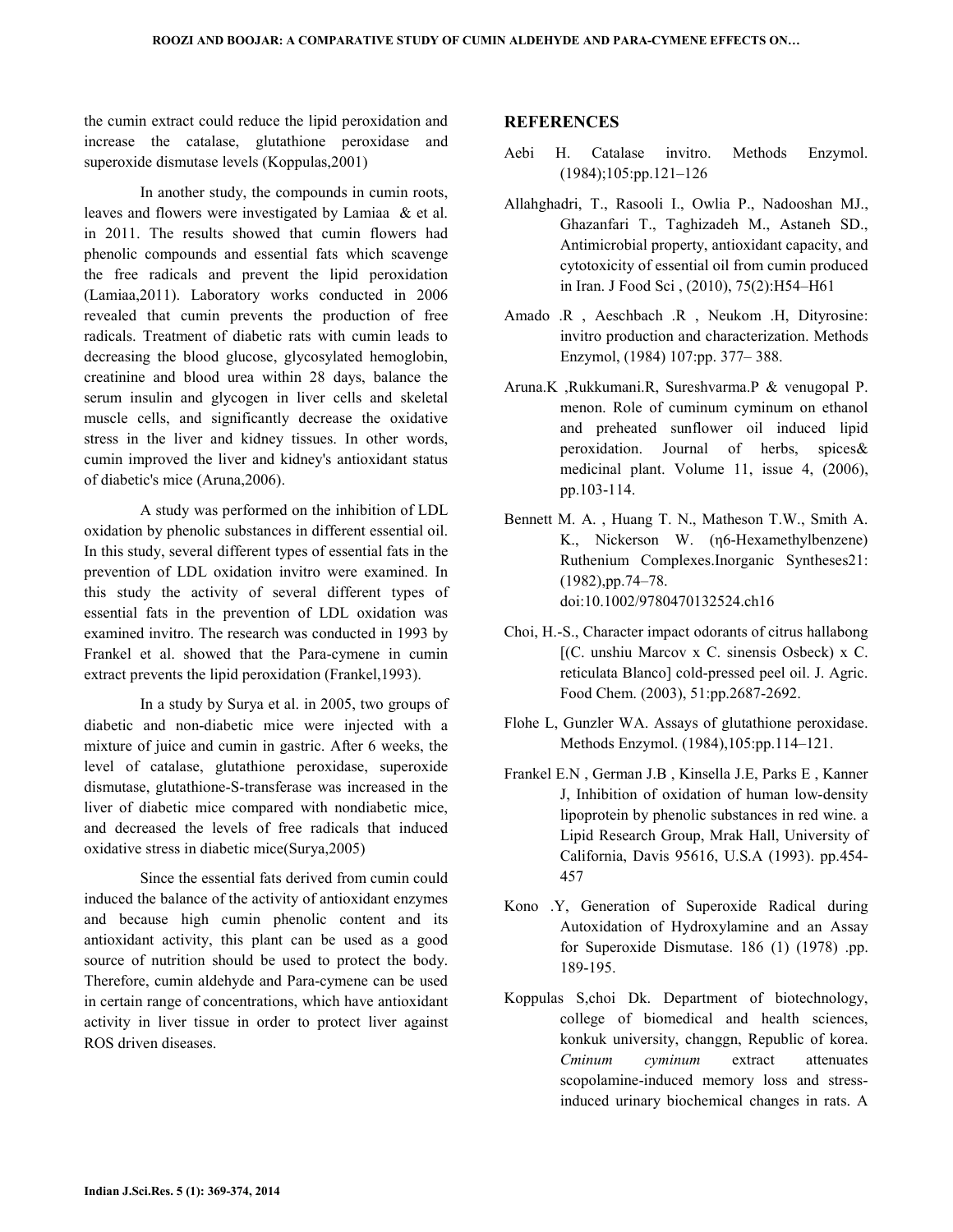the cumin extract could reduce the lipid peroxidation and increase the catalase, glutathione peroxidase and superoxide dismutase levels (Koppulas,2001)

In another study, the compounds in cumin roots, leaves and flowers were investigated by Lamiaa & et al. in 2011. The results showed that cumin flowers had phenolic compounds and essential fats which scavenge the free radicals and prevent the lipid peroxidation (Lamiaa,2011). Laboratory works conducted in 2006 revealed that cumin prevents the production of free radicals. Treatment of diabetic rats with cumin leads to decreasing the blood glucose, glycosylated hemoglobin, creatinine and blood urea within 28 days, balance the serum insulin and glycogen in liver cells and skeletal muscle cells, and significantly decrease the oxidative stress in the liver and kidney tissues. In other words, cumin improved the liver and kidney's antioxidant status of diabetic's mice (Aruna,2006).

A study was performed on the inhibition of LDL oxidation by phenolic substances in different essential oil. In this study, several different types of essential fats in the prevention of LDL oxidation invitro were examined. In this study the activity of several different types of essential fats in the prevention of LDL oxidation was examined invitro. The research was conducted in 1993 by Frankel et al. showed that the Para-cymene in cumin extract prevents the lipid peroxidation (Frankel,1993).

In a study by Surya et al. in 2005, two groups of diabetic and non-diabetic mice were injected with a mixture of juice and cumin in gastric. After 6 weeks, the level of catalase, glutathione peroxidase, superoxide dismutase, glutathione-S-transferase was increased in the liver of diabetic mice compared with nondiabetic mice, and decreased the levels of free radicals that induced oxidative stress in diabetic mice(Surya,2005)

Since the essential fats derived from cumin could induced the balance of the activity of antioxidant enzymes and because high cumin phenolic content and its antioxidant activity, this plant can be used as a good source of nutrition should be used to protect the body. Therefore, cumin aldehyde and Para-cymene can be used in certain range of concentrations, which have antioxidant activity in liver tissue in order to protect liver against ROS driven diseases.

## REFERENCES

Aebi H. Catalase invitro. Methods Enzymol. (1984);105:pp.121–126

Allahghadri, T., Rasooli I., Owlia P., Nadooshan MJ., Ghazanfari T., Taghizadeh M., Astaneh SD., Antimicrobial property, antioxidant capacity, and cytotoxicity of essential oil from cumin produced in Iran. J Food Sci , (2010), 75(2):H54–H61

Amado .R , Aeschbach .R , Neukom .H, Dityrosine: invitro production and characterization. Methods Enzymol, (1984) 107:pp. 377– 388.

Aruna.K ,Rukkumani.R, Sureshvarma.P & venugopal P. menon. Role of cuminum cyminum on ethanol and preheated sunflower oil induced lipid peroxidation. Journal of herbs, spices& medicinal plant. Volume 11, issue 4, (2006), pp.103-114.

Bennett M. A. , Huang T. N., Matheson T.W., Smith A. K., Nickerson W. (η6-Hexamethylbenzene) Ruthenium Complexes.Inorganic Syntheses21: (1982),pp.74–78. doi:10.1002/9780470132524.ch16

Choi, H.-S., Character impact odorants of citrus hallabong [(C. unshiu Marcov x C. sinensis Osbeck) x C. reticulata Blanco] cold-pressed peel oil. J. Agric. Food Chem. (2003), 51:pp.2687-2692.

Flohe L, Gunzler WA. Assays of glutathione peroxidase. Methods Enzymol. (1984),105:pp.114–121.

Frankel E.N , German J.B , Kinsella J.E, Parks E , Kanner J, Inhibition of oxidation of human low-density lipoprotein by phenolic substances in red wine. a Lipid Research Group, Mrak Hall, University of California, Davis 95616, U.S.A (1993). pp.454-457

Kono .Y, Generation of Superoxide Radical during Autoxidation of Hydroxylamine and an Assay for Superoxide Dismutase. 186 (1) (1978) .pp. 189-195.

Koppulas S,choi Dk. Department of biotechnology, college of biomedical and health sciences, konkuk university, changgn, Republic of korea. *Cminum cyminum* extract attenuates scopolamine-induced memory loss and stress-induced urinary biochemical changes in rats. A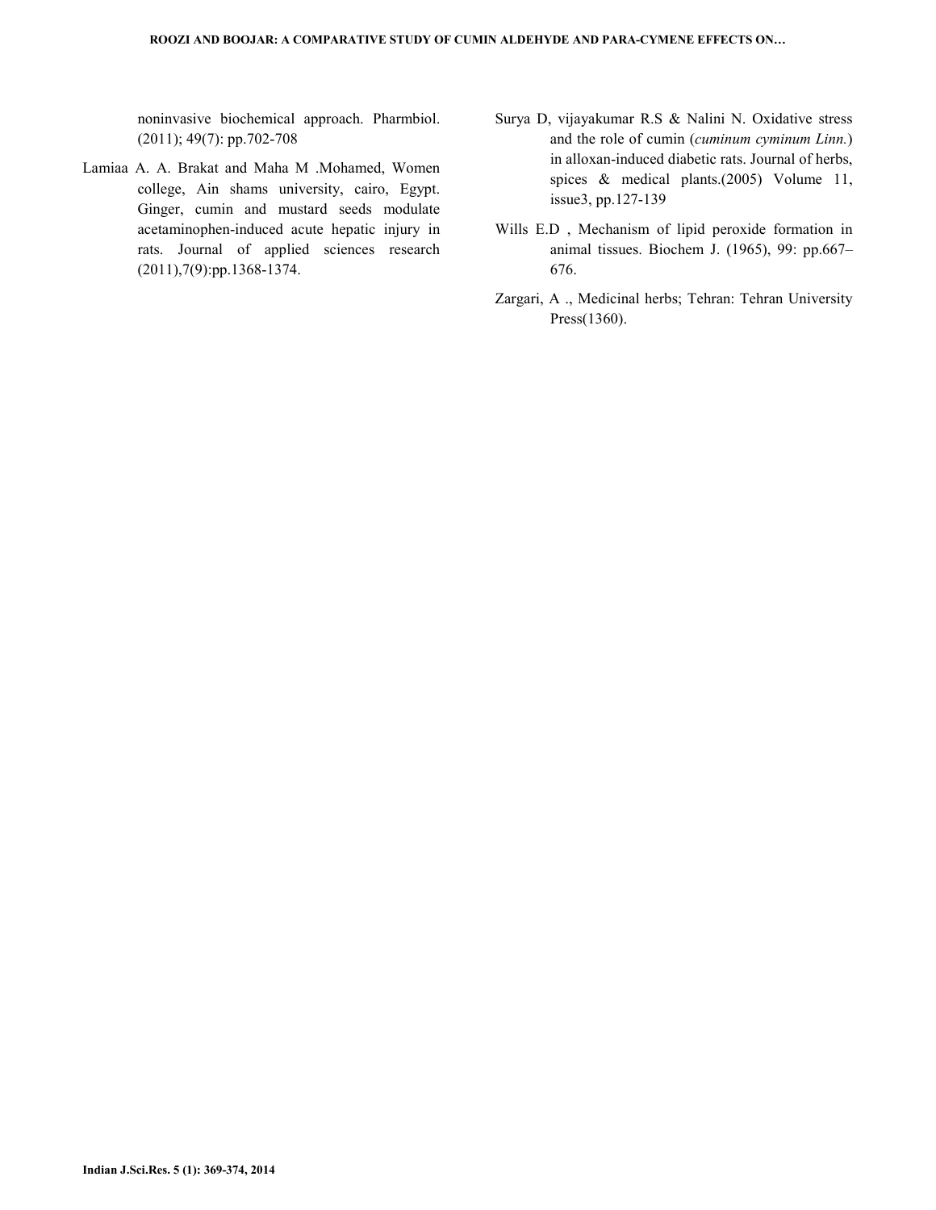noninvasive biochemical approach. Pharmbiol. (2011); 49(7): pp.702-708

Lamiaa A. A. Brakat and Maha M .Mohamed, Women college, Ain shams university, cairo, Egypt. Ginger, cumin and mustard seeds modulate acetaminophen-induced acute hepatic injury in rats. Journal of applied sciences research (2011),7(9):pp.1368-1374.

Surya D, vijayakumar R.S & Nalini N. Oxidative stress and the role of cumin (*cuminum cyminum Linn.*) in alloxan-induced diabetic rats. Journal of herbs, spices & medical plants.(2005) Volume 11, issue3, pp.127-139

Wills E.D , Mechanism of lipid peroxide formation in animal tissues. Biochem J. (1965), 99: pp.667–676.

Zargari, A ., Medicinal herbs; Tehran: Tehran University Press(1360).